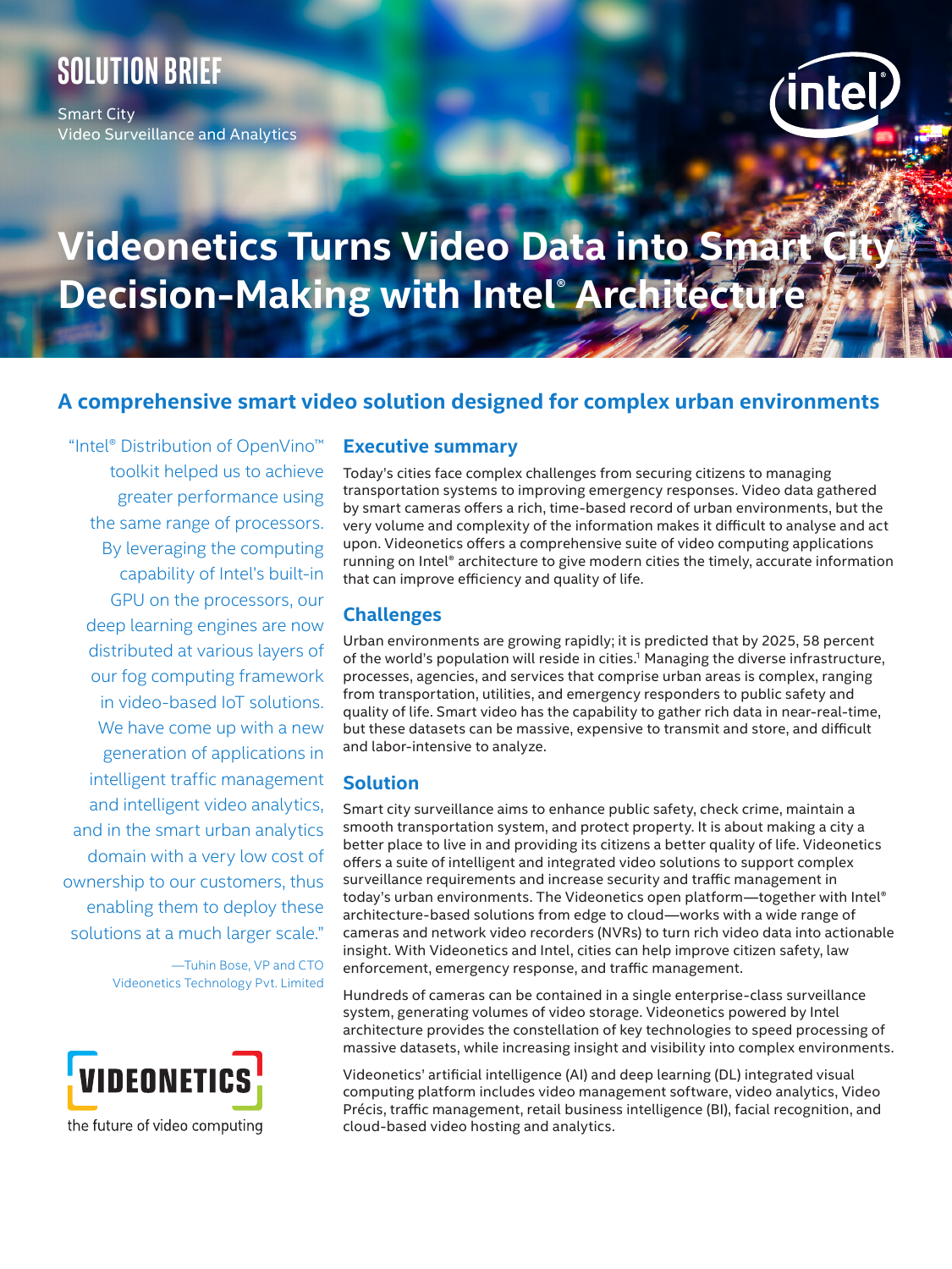SOLUTION BRIEF

Smart City
Video Surveillance and Analytics

# Videonetics Turns Video Data into Smart City Decision-Making with Intel® Architecture

## A comprehensive smart video solution designed for complex urban environments

"Intel® Distribution of OpenVino™ toolkit helped us to achieve greater performance using the same range of processors. By leveraging the computing capability of Intel's built-in GPU on the processors, our deep learning engines are now distributed at various layers of our fog computing framework in video-based IoT solutions. We have come up with a new generation of applications in intelligent traffic management and intelligent video analytics, and in the smart urban analytics domain with a very low cost of ownership to our customers, thus enabling them to deploy these solutions at a much larger scale."

—Tuhin Bose, VP and CTO
Videonetics Technology Pvt. Limited

VIDEONETICS
the future of video computing

### Executive summary

Today's cities face complex challenges from securing citizens to managing transportation systems to improving emergency responses. Video data gathered by smart cameras offers a rich, time-based record of urban environments, but the very volume and complexity of the information makes it difficult to analyse and act upon. Videonetics offers a comprehensive suite of video computing applications running on Intel® architecture to give modern cities the timely, accurate information that can improve efficiency and quality of life.

### Challenges

Urban environments are growing rapidly; it is predicted that by 2025, 58 percent of the world's population will reside in cities.[1] Managing the diverse infrastructure, processes, agencies, and services that comprise urban areas is complex, ranging from transportation, utilities, and emergency responders to public safety and quality of life. Smart video has the capability to gather rich data in near-real-time, but these datasets can be massive, expensive to transmit and store, and difficult and labor-intensive to analyze.

### Solution

Smart city surveillance aims to enhance public safety, check crime, maintain a smooth transportation system, and protect property. It is about making a city a better place to live in and providing its citizens a better quality of life. Videonetics offers a suite of intelligent and integrated video solutions to support complex surveillance requirements and increase security and traffic management in today's urban environments. The Videonetics open platform—together with Intel® architecture-based solutions from edge to cloud—works with a wide range of cameras and network video recorders (NVRs) to turn rich video data into actionable insight. With Videonetics and Intel, cities can help improve citizen safety, law enforcement, emergency response, and traffic management.

Hundreds of cameras can be contained in a single enterprise-class surveillance system, generating volumes of video storage. Videonetics powered by Intel architecture provides the constellation of key technologies to speed processing of massive datasets, while increasing insight and visibility into complex environments.

Videonetics' artificial intelligence (AI) and deep learning (DL) integrated visual computing platform includes video management software, video analytics, Video Précis, traffic management, retail business intelligence (BI), facial recognition, and cloud-based video hosting and analytics.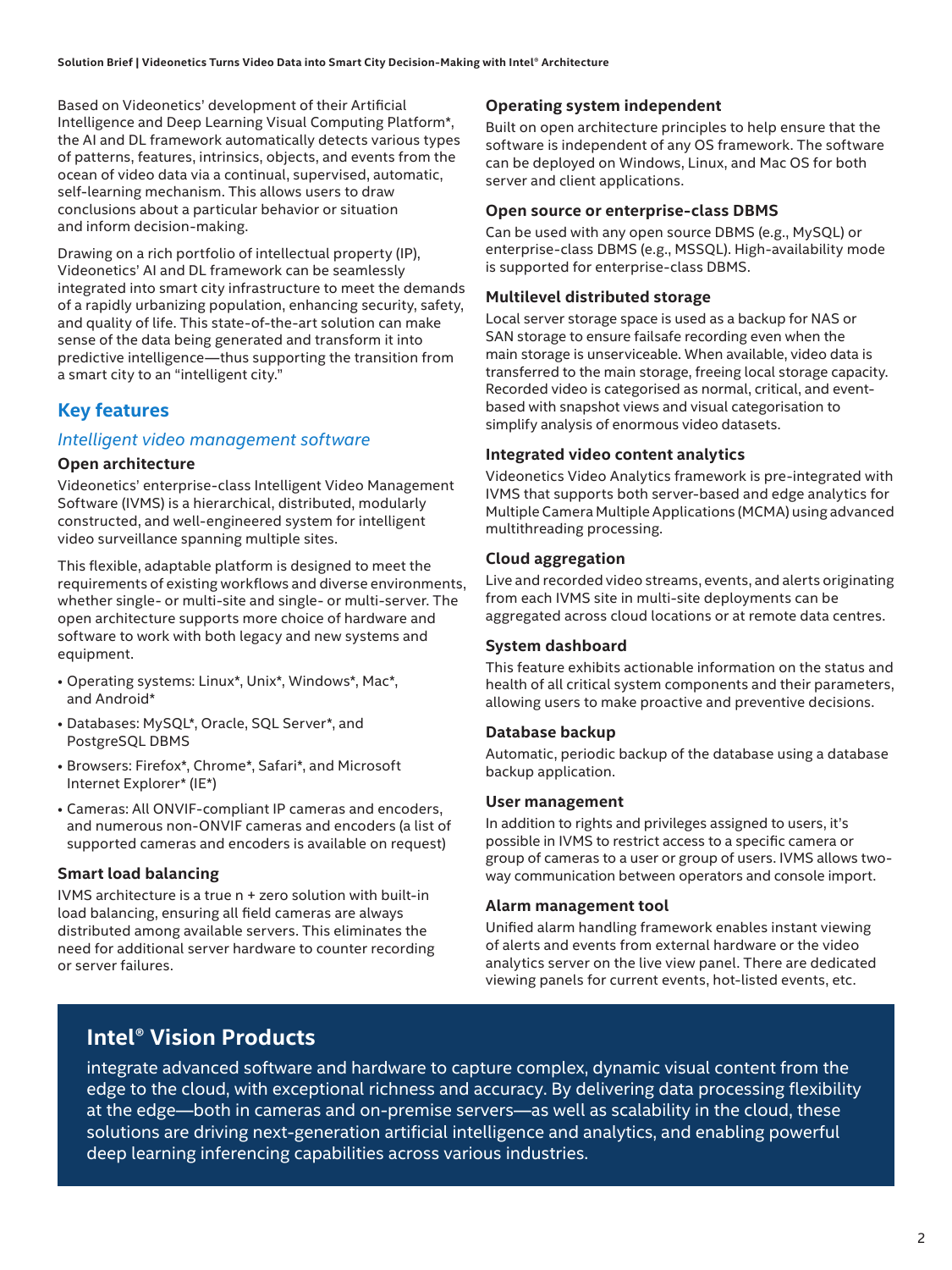Based on Videonetics' development of their Artificial Intelligence and Deep Learning Visual Computing Platform*, the AI and DL framework automatically detects various types of patterns, features, intrinsics, objects, and events from the ocean of video data via a continual, supervised, automatic, self-learning mechanism. This allows users to draw conclusions about a particular behavior or situation and inform decision-making.

Drawing on a rich portfolio of intellectual property (IP), Videonetics' AI and DL framework can be seamlessly integrated into smart city infrastructure to meet the demands of a rapidly urbanizing population, enhancing security, safety, and quality of life. This state-of-the-art solution can make sense of the data being generated and transform it into predictive intelligence—thus supporting the transition from a smart city to an "intelligent city."

## Key features

### *Intelligent video management software*

#### Open architecture

Videonetics' enterprise-class Intelligent Video Management Software (IVMS) is a hierarchical, distributed, modularly constructed, and well-engineered system for intelligent video surveillance spanning multiple sites.

This flexible, adaptable platform is designed to meet the requirements of existing workflows and diverse environments, whether single- or multi-site and single- or multi-server. The open architecture supports more choice of hardware and software to work with both legacy and new systems and equipment.

- Operating systems: Linux*, Unix*, Windows*, Mac*, and Android*
- Databases: MySQL*, Oracle, SQL Server*, and PostgreSQL DBMS
- Browsers: Firefox*, Chrome*, Safari*, and Microsoft Internet Explorer* (IE*)
- Cameras: All ONVIF-compliant IP cameras and encoders, and numerous non-ONVIF cameras and encoders (a list of supported cameras and encoders is available on request)

#### Smart load balancing

IVMS architecture is a true n + zero solution with built-in load balancing, ensuring all field cameras are always distributed among available servers. This eliminates the need for additional server hardware to counter recording or server failures.

#### Operating system independent

Built on open architecture principles to help ensure that the software is independent of any OS framework. The software can be deployed on Windows, Linux, and Mac OS for both server and client applications.

#### Open source or enterprise-class DBMS

Can be used with any open source DBMS (e.g., MySQL) or enterprise-class DBMS (e.g., MSSQL). High-availability mode is supported for enterprise-class DBMS.

#### Multilevel distributed storage

Local server storage space is used as a backup for NAS or SAN storage to ensure failsafe recording even when the main storage is unserviceable. When available, video data is transferred to the main storage, freeing local storage capacity. Recorded video is categorised as normal, critical, and event-based with snapshot views and visual categorisation to simplify analysis of enormous video datasets.

#### Integrated video content analytics

Videonetics Video Analytics framework is pre-integrated with IVMS that supports both server-based and edge analytics for Multiple Camera Multiple Applications (MCMA) using advanced multithreading processing.

#### Cloud aggregation

Live and recorded video streams, events, and alerts originating from each IVMS site in multi-site deployments can be aggregated across cloud locations or at remote data centres.

#### System dashboard

This feature exhibits actionable information on the status and health of all critical system components and their parameters, allowing users to make proactive and preventive decisions.

#### Database backup

Automatic, periodic backup of the database using a database backup application.

#### User management

In addition to rights and privileges assigned to users, it's possible in IVMS to restrict access to a specific camera or group of cameras to a user or group of users. IVMS allows two-way communication between operators and console import.

#### Alarm management tool

Unified alarm handling framework enables instant viewing of alerts and events from external hardware or the video analytics server on the live view panel. There are dedicated viewing panels for current events, hot-listed events, etc.

## Intel® Vision Products

integrate advanced software and hardware to capture complex, dynamic visual content from the edge to the cloud, with exceptional richness and accuracy. By delivering data processing flexibility at the edge—both in cameras and on-premise servers—as well as scalability in the cloud, these solutions are driving next-generation artificial intelligence and analytics, and enabling powerful deep learning inferencing capabilities across various industries.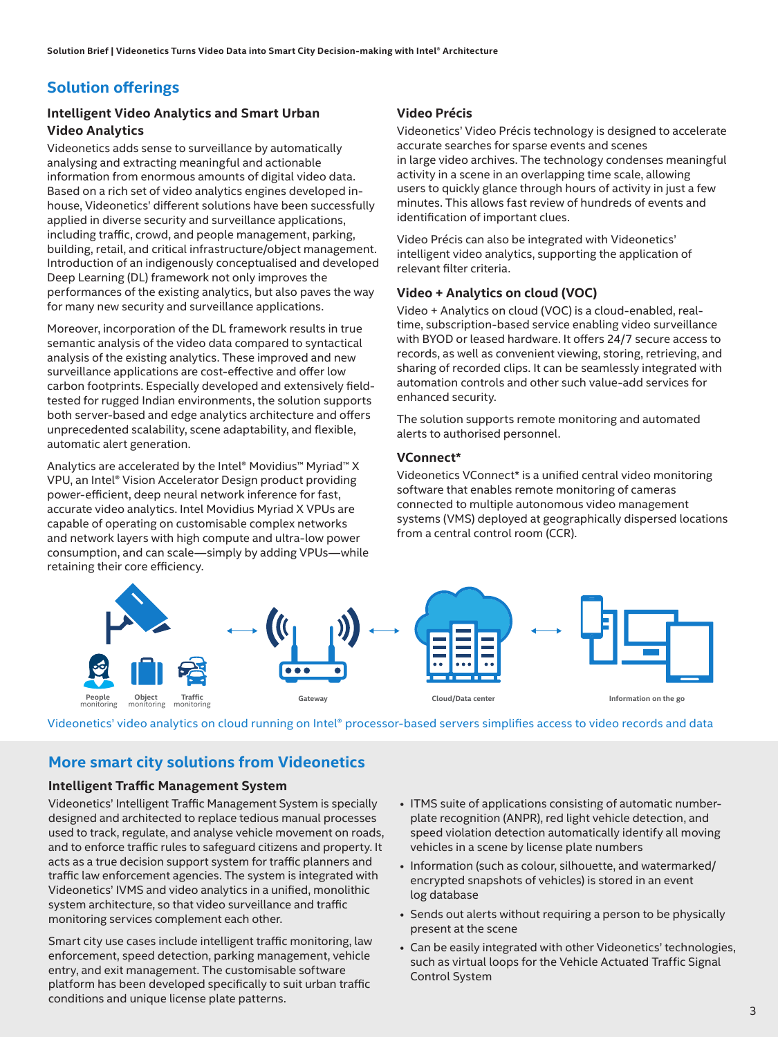## Solution offerings

### Intelligent Video Analytics and Smart Urban Video Analytics

Videonetics adds sense to surveillance by automatically analysing and extracting meaningful and actionable information from enormous amounts of digital video data. Based on a rich set of video analytics engines developed in-house, Videonetics' different solutions have been successfully applied in diverse security and surveillance applications, including traffic, crowd, and people management, parking, building, retail, and critical infrastructure/object management. Introduction of an indigenously conceptualised and developed Deep Learning (DL) framework not only improves the performances of the existing analytics, but also paves the way for many new security and surveillance applications.

Moreover, incorporation of the DL framework results in true semantic analysis of the video data compared to syntactical analysis of the existing analytics. These improved and new surveillance applications are cost-effective and offer low carbon footprints. Especially developed and extensively field-tested for rugged Indian environments, the solution supports both server-based and edge analytics architecture and offers unprecedented scalability, scene adaptability, and flexible, automatic alert generation.

Analytics are accelerated by the Intel® Movidius™ Myriad™ X VPU, an Intel® Vision Accelerator Design product providing power-efficient, deep neural network inference for fast, accurate video analytics. Intel Movidius Myriad X VPUs are capable of operating on customisable complex networks and network layers with high compute and ultra-low power consumption, and can scale—simply by adding VPUs—while retaining their core efficiency.

### Video Précis

Videonetics' Video Précis technology is designed to accelerate accurate searches for sparse events and scenes in large video archives. The technology condenses meaningful activity in a scene in an overlapping time scale, allowing users to quickly glance through hours of activity in just a few minutes. This allows fast review of hundreds of events and identification of important clues.

Video Précis can also be integrated with Videonetics' intelligent video analytics, supporting the application of relevant filter criteria.

### Video + Analytics on cloud (VOC)

Video + Analytics on cloud (VOC) is a cloud-enabled, real-time, subscription-based service enabling video surveillance with BYOD or leased hardware. It offers 24/7 secure access to records, as well as convenient viewing, storing, retrieving, and sharing of recorded clips. It can be seamlessly integrated with automation controls and other such value-add services for enhanced security.

The solution supports remote monitoring and automated alerts to authorised personnel.

### VConnect*

Videonetics VConnect* is a unified central video monitoring software that enables remote monitoring of cameras connected to multiple autonomous video management systems (VMS) deployed at geographically dispersed locations from a central control room (CCR).

People monitoring · Object monitoring · Traffic monitoring ⟷ Gateway ⟷ Cloud/Data center ⟷ Information on the go

Videonetics' video analytics on cloud running on Intel® processor-based servers simplifies access to video records and data

## More smart city solutions from Videonetics

### Intelligent Traffic Management System

Videonetics' Intelligent Traffic Management System is specially designed and architected to replace tedious manual processes used to track, regulate, and analyse vehicle movement on roads, and to enforce traffic rules to safeguard citizens and property. It acts as a true decision support system for traffic planners and traffic law enforcement agencies. The system is integrated with Videonetics' IVMS and video analytics in a unified, monolithic system architecture, so that video surveillance and traffic monitoring services complement each other.

Smart city use cases include intelligent traffic monitoring, law enforcement, speed detection, parking management, vehicle entry, and exit management. The customisable software platform has been developed specifically to suit urban traffic conditions and unique license plate patterns.

- ITMS suite of applications consisting of automatic number-plate recognition (ANPR), red light vehicle detection, and speed violation detection automatically identify all moving vehicles in a scene by license plate numbers
- Information (such as colour, silhouette, and watermarked/encrypted snapshots of vehicles) is stored in an event log database
- Sends out alerts without requiring a person to be physically present at the scene
- Can be easily integrated with other Videonetics' technologies, such as virtual loops for the Vehicle Actuated Traffic Signal Control System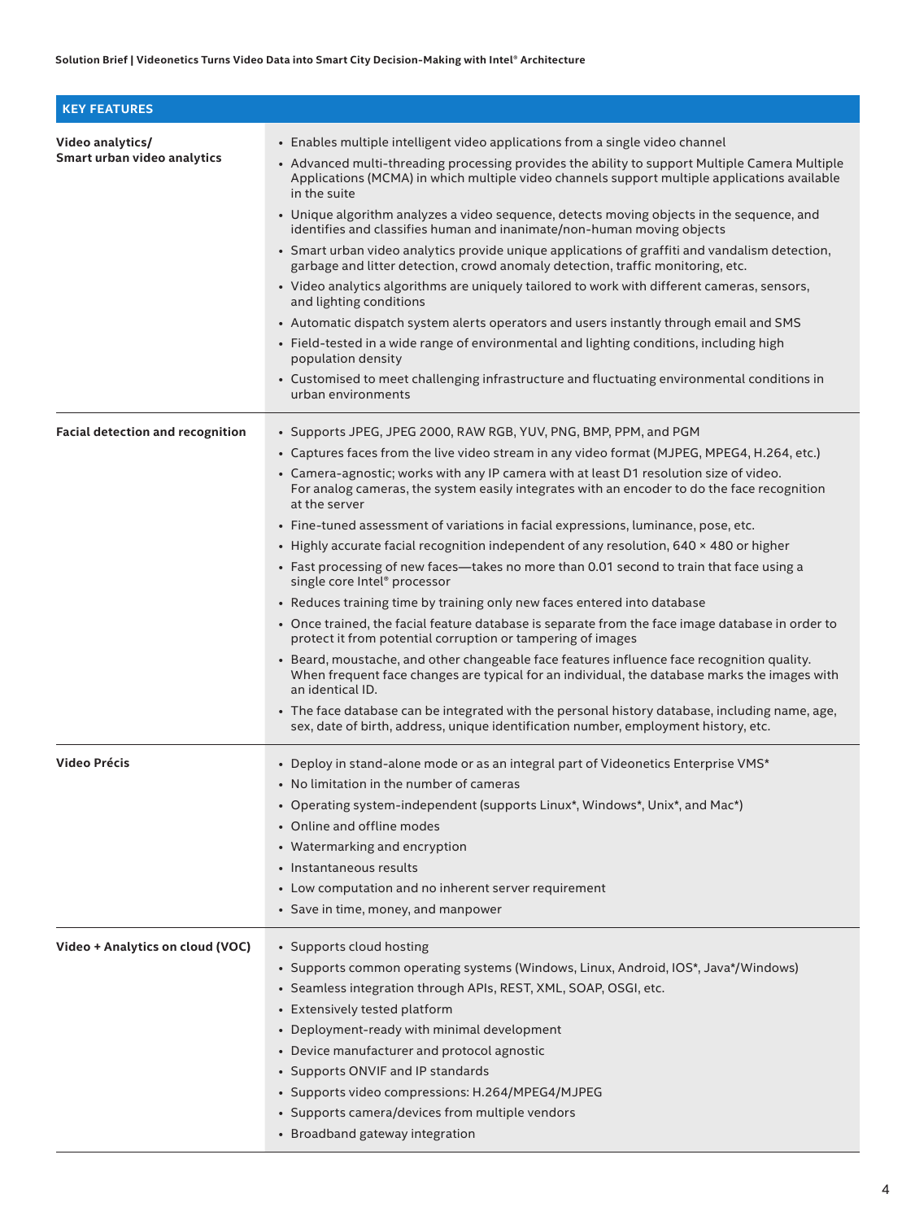| KEY FEATURES | |
|---|---|
| **Video analytics/ Smart urban video analytics** | • Enables multiple intelligent video applications from a single video channel<br>• Advanced multi-threading processing provides the ability to support Multiple Camera Multiple Applications (MCMA) in which multiple video channels support multiple applications available in the suite<br>• Unique algorithm analyzes a video sequence, detects moving objects in the sequence, and identifies and classifies human and inanimate/non-human moving objects<br>• Smart urban video analytics provide unique applications of graffiti and vandalism detection, garbage and litter detection, crowd anomaly detection, traffic monitoring, etc.<br>• Video analytics algorithms are uniquely tailored to work with different cameras, sensors, and lighting conditions<br>• Automatic dispatch system alerts operators and users instantly through email and SMS<br>• Field-tested in a wide range of environmental and lighting conditions, including high population density<br>• Customised to meet challenging infrastructure and fluctuating environmental conditions in urban environments |
| **Facial detection and recognition** | • Supports JPEG, JPEG 2000, RAW RGB, YUV, PNG, BMP, PPM, and PGM<br>• Captures faces from the live video stream in any video format (MJPEG, MPEG4, H.264, etc.)<br>• Camera-agnostic; works with any IP camera with at least D1 resolution size of video. For analog cameras, the system easily integrates with an encoder to do the face recognition at the server<br>• Fine-tuned assessment of variations in facial expressions, luminance, pose, etc.<br>• Highly accurate facial recognition independent of any resolution, 640 × 480 or higher<br>• Fast processing of new faces—takes no more than 0.01 second to train that face using a single core Intel® processor<br>• Reduces training time by training only new faces entered into database<br>• Once trained, the facial feature database is separate from the face image database in order to protect it from potential corruption or tampering of images<br>• Beard, moustache, and other changeable face features influence face recognition quality. When frequent face changes are typical for an individual, the database marks the images with an identical ID.<br>• The face database can be integrated with the personal history database, including name, age, sex, date of birth, address, unique identification number, employment history, etc. |
| **Video Précis** | • Deploy in stand-alone mode or as an integral part of Videonetics Enterprise VMS*<br>• No limitation in the number of cameras<br>• Operating system-independent (supports Linux*, Windows*, Unix*, and Mac*)<br>• Online and offline modes<br>• Watermarking and encryption<br>• Instantaneous results<br>• Low computation and no inherent server requirement<br>• Save in time, money, and manpower |
| **Video + Analytics on cloud (VOC)** | • Supports cloud hosting<br>• Supports common operating systems (Windows, Linux, Android, IOS*, Java*/Windows)<br>• Seamless integration through APIs, REST, XML, SOAP, OSGI, etc.<br>• Extensively tested platform<br>• Deployment-ready with minimal development<br>• Device manufacturer and protocol agnostic<br>• Supports ONVIF and IP standards<br>• Supports video compressions: H.264/MPEG4/MJPEG<br>• Supports camera/devices from multiple vendors<br>• Broadband gateway integration |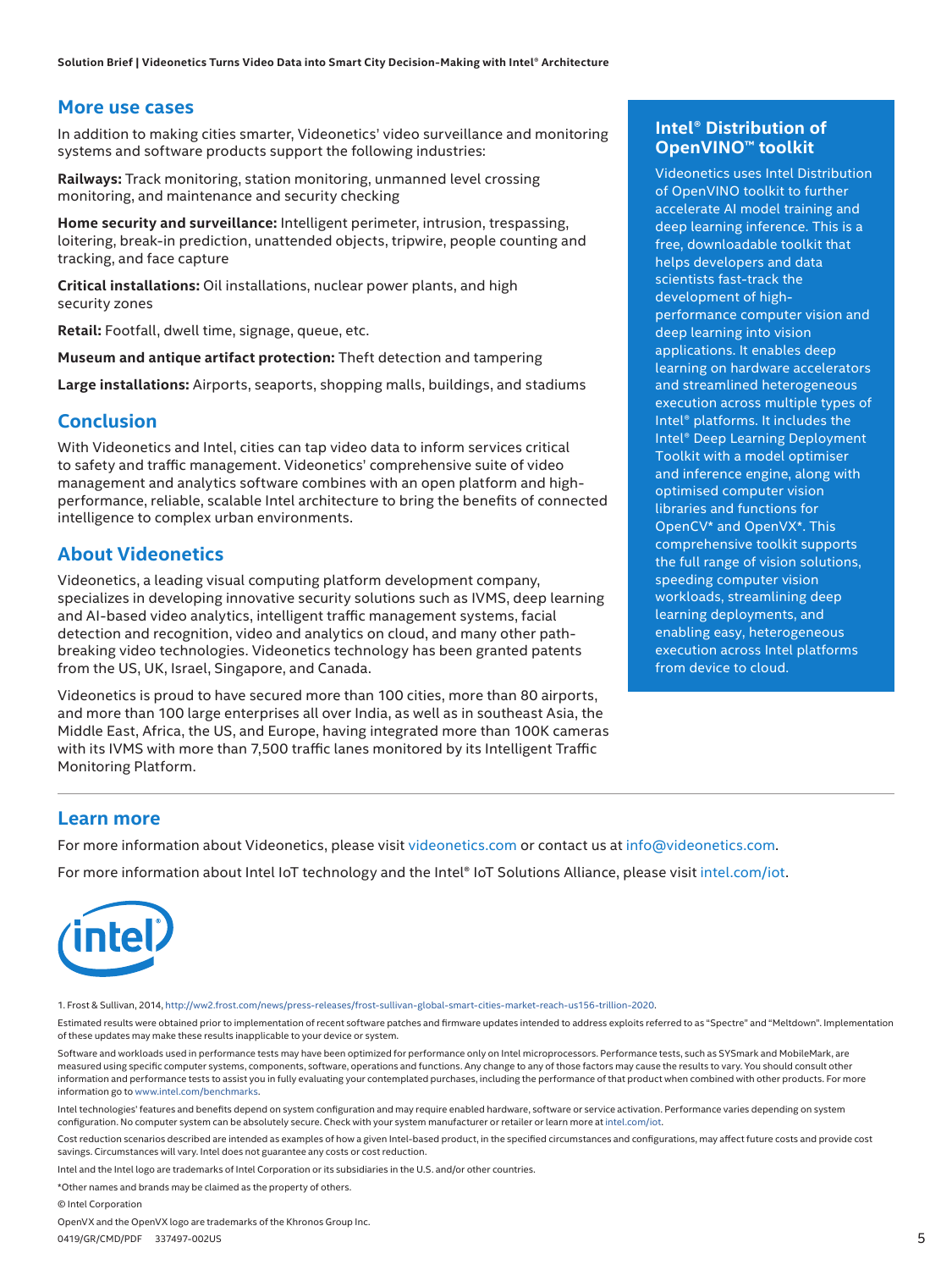## More use cases

In addition to making cities smarter, Videonetics' video surveillance and monitoring systems and software products support the following industries:

**Railways:** Track monitoring, station monitoring, unmanned level crossing monitoring, and maintenance and security checking

**Home security and surveillance:** Intelligent perimeter, intrusion, trespassing, loitering, break-in prediction, unattended objects, tripwire, people counting and tracking, and face capture

**Critical installations:** Oil installations, nuclear power plants, and high security zones

**Retail:** Footfall, dwell time, signage, queue, etc.

**Museum and antique artifact protection:** Theft detection and tampering

**Large installations:** Airports, seaports, shopping malls, buildings, and stadiums

## Conclusion

With Videonetics and Intel, cities can tap video data to inform services critical to safety and traffic management. Videonetics' comprehensive suite of video management and analytics software combines with an open platform and high-performance, reliable, scalable Intel architecture to bring the benefits of connected intelligence to complex urban environments.

## About Videonetics

Videonetics, a leading visual computing platform development company, specializes in developing innovative security solutions such as IVMS, deep learning and AI-based video analytics, intelligent traffic management systems, facial detection and recognition, video and analytics on cloud, and many other path-breaking video technologies. Videonetics technology has been granted patents from the US, UK, Israel, Singapore, and Canada.

Videonetics is proud to have secured more than 100 cities, more than 80 airports, and more than 100 large enterprises all over India, as well as in southeast Asia, the Middle East, Africa, the US, and Europe, having integrated more than 100K cameras with its IVMS with more than 7,500 traffic lanes monitored by its Intelligent Traffic Monitoring Platform.

### Intel® Distribution of OpenVINO™ toolkit

Videonetics uses Intel Distribution of OpenVINO toolkit to further accelerate AI model training and deep learning inference. This is a free, downloadable toolkit that helps developers and data scientists fast-track the development of high-performance computer vision and deep learning into vision applications. It enables deep learning on hardware accelerators and streamlined heterogeneous execution across multiple types of Intel® platforms. It includes the Intel® Deep Learning Deployment Toolkit with a model optimiser and inference engine, along with optimised computer vision libraries and functions for OpenCV* and OpenVX*. This comprehensive toolkit supports the full range of vision solutions, speeding computer vision workloads, streamlining deep learning deployments, and enabling easy, heterogeneous execution across Intel platforms from device to cloud.

## Learn more

For more information about Videonetics, please visit videonetics.com or contact us at info@videonetics.com.

For more information about Intel IoT technology and the Intel® IoT Solutions Alliance, please visit intel.com/iot.

1. Frost & Sullivan, 2014, http://ww2.frost.com/news/press-releases/frost-sullivan-global-smart-cities-market-reach-us156-trillion-2020.

Estimated results were obtained prior to implementation of recent software patches and firmware updates intended to address exploits referred to as "Spectre" and "Meltdown". Implementation of these updates may make these results inapplicable to your device or system.

Software and workloads used in performance tests may have been optimized for performance only on Intel microprocessors. Performance tests, such as SYSmark and MobileMark, are measured using specific computer systems, components, software, operations and functions. Any change to any of those factors may cause the results to vary. You should consult other information and performance tests to assist you in fully evaluating your contemplated purchases, including the performance of that product when combined with other products. For more information go to www.intel.com/benchmarks.

Intel technologies' features and benefits depend on system configuration and may require enabled hardware, software or service activation. Performance varies depending on system configuration. No computer system can be absolutely secure. Check with your system manufacturer or retailer or learn more at intel.com/iot.

Cost reduction scenarios described are intended as examples of how a given Intel-based product, in the specified circumstances and configurations, may affect future costs and provide cost savings. Circumstances will vary. Intel does not guarantee any costs or cost reduction.

Intel and the Intel logo are trademarks of Intel Corporation or its subsidiaries in the U.S. and/or other countries.

*Other names and brands may be claimed as the property of others.

© Intel Corporation

OpenVX and the OpenVX logo are trademarks of the Khronos Group Inc.

0419/GR/CMD/PDF 337497-002US